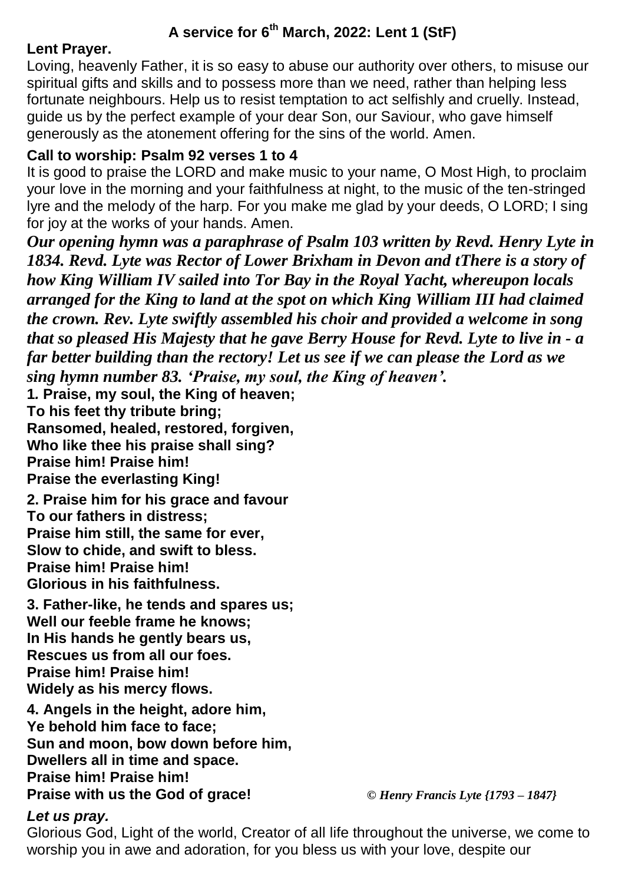# A service for 6th March, 2022: Lent 1 (StF)

**Lent Prayer.**

Loving, heavenly Father, it is so easy to abuse our authority over others, to misuse our spiritual gifts and skills and to possess more than we need, rather than helping less fortunate neighbours. Help us to resist temptation to act selfishly and cruelly. Instead, guide us by the perfect example of your dear Son, our Saviour, who gave himself generously as the atonement offering for the sins of the world. Amen.

**Call to worship: Psalm 92 verses 1 to 4**

It is good to praise the LORD and make music to your name, O Most High, to proclaim your love in the morning and your faithfulness at night, to the music of the ten-stringed lyre and the melody of the harp. For you make me glad by your deeds, O LORD; I sing for joy at the works of your hands. Amen.

***Our opening hymn was a paraphrase of Psalm 103 written by Revd. Henry Lyte in 1834. Revd. Lyte was Rector of Lower Brixham in Devon and tThere is a story of how King William IV sailed into Tor Bay in the Royal Yacht, whereupon locals arranged for the King to land at the spot on which King William III had claimed the crown. Rev. Lyte swiftly assembled his choir and provided a welcome in song that so pleased His Majesty that he gave Berry House for Revd. Lyte to live in - a far better building than the rectory! Let us see if we can please the Lord as we sing hymn number 83. 'Praise, my soul, the King of heaven'.***

**1. Praise, my soul, the King of heaven;**
**To his feet thy tribute bring;**
**Ransomed, healed, restored, forgiven,**
**Who like thee his praise shall sing?**
**Praise him! Praise him!**
**Praise the everlasting King!**

**2. Praise him for his grace and favour**
**To our fathers in distress;**
**Praise him still, the same for ever,**
**Slow to chide, and swift to bless.**
**Praise him! Praise him!**
**Glorious in his faithfulness.**

**3. Father-like, he tends and spares us;**
**Well our feeble frame he knows;**
**In His hands he gently bears us,**
**Rescues us from all our foes.**
**Praise him! Praise him!**
**Widely as his mercy flows.**

**4. Angels in the height, adore him,**
**Ye behold him face to face;**
**Sun and moon, bow down before him,**
**Dwellers all in time and space.**
**Praise him! Praise him!**
**Praise with us the God of grace!** *© Henry Francis Lyte {1793 – 1847}*

***Let us pray.***

Glorious God, Light of the world, Creator of all life throughout the universe, we come to worship you in awe and adoration, for you bless us with your love, despite our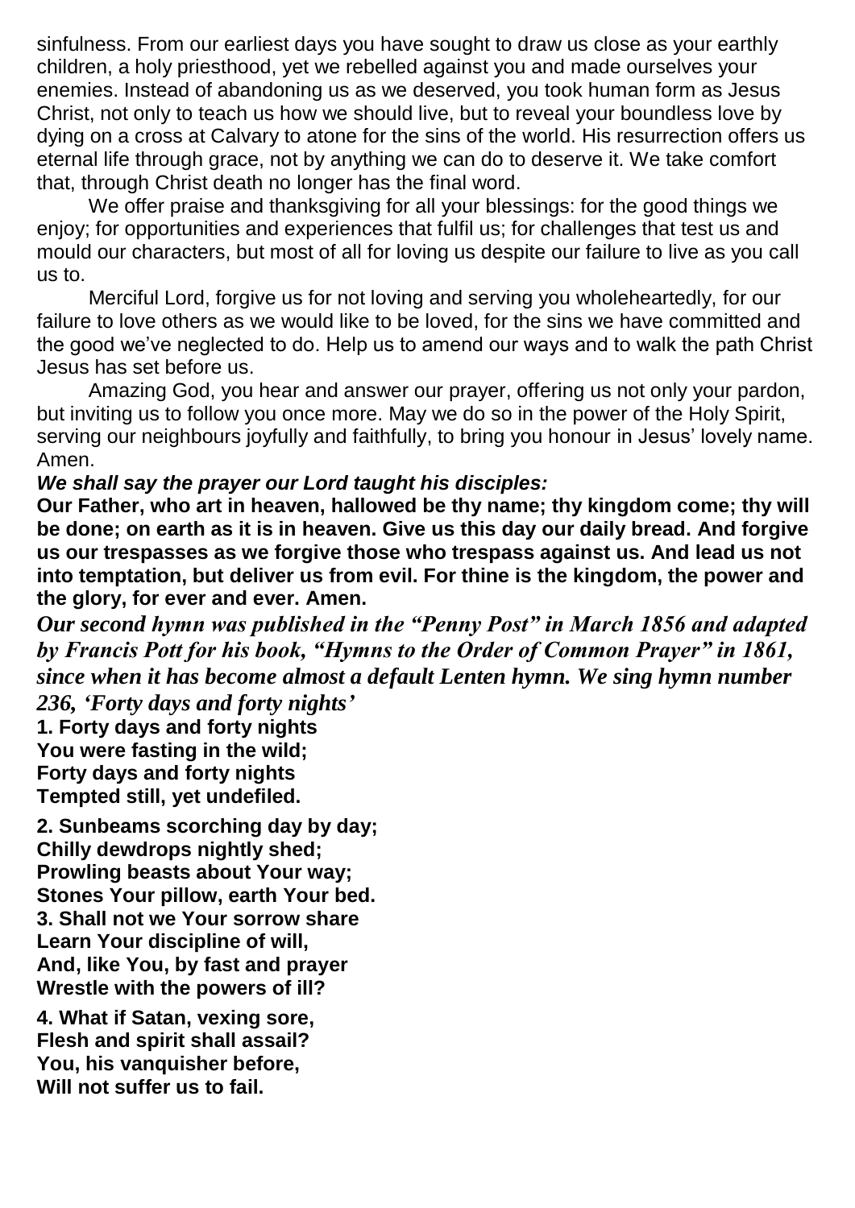sinfulness. From our earliest days you have sought to draw us close as your earthly children, a holy priesthood, yet we rebelled against you and made ourselves your enemies. Instead of abandoning us as we deserved, you took human form as Jesus Christ, not only to teach us how we should live, but to reveal your boundless love by dying on a cross at Calvary to atone for the sins of the world. His resurrection offers us eternal life through grace, not by anything we can do to deserve it. We take comfort that, through Christ death no longer has the final word.

We offer praise and thanksgiving for all your blessings: for the good things we enjoy; for opportunities and experiences that fulfil us; for challenges that test us and mould our characters, but most of all for loving us despite our failure to live as you call us to.

Merciful Lord, forgive us for not loving and serving you wholeheartedly, for our failure to love others as we would like to be loved, for the sins we have committed and the good we've neglected to do. Help us to amend our ways and to walk the path Christ Jesus has set before us.

Amazing God, you hear and answer our prayer, offering us not only your pardon, but inviting us to follow you once more. May we do so in the power of the Holy Spirit, serving our neighbours joyfully and faithfully, to bring you honour in Jesus' lovely name. Amen.

***We shall say the prayer our Lord taught his disciples:***

**Our Father, who art in heaven, hallowed be thy name; thy kingdom come; thy will be done; on earth as it is in heaven. Give us this day our daily bread. And forgive us our trespasses as we forgive those who trespass against us. And lead us not into temptation, but deliver us from evil. For thine is the kingdom, the power and the glory, for ever and ever. Amen.**

***Our second hymn was published in the "Penny Post" in March 1856 and adapted by Francis Pott for his book, "Hymns to the Order of Common Prayer" in 1861, since when it has become almost a default Lenten hymn. We sing hymn number 236, 'Forty days and forty nights'***

**1. Forty days and forty nights**
**You were fasting in the wild;**
**Forty days and forty nights**
**Tempted still, yet undefiled.**

**2. Sunbeams scorching day by day;**
**Chilly dewdrops nightly shed;**
**Prowling beasts about Your way;**
**Stones Your pillow, earth Your bed.**

**3. Shall not we Your sorrow share**
**Learn Your discipline of will,**
**And, like You, by fast and prayer**
**Wrestle with the powers of ill?**

**4. What if Satan, vexing sore,**
**Flesh and spirit shall assail?**
**You, his vanquisher before,**
**Will not suffer us to fail.**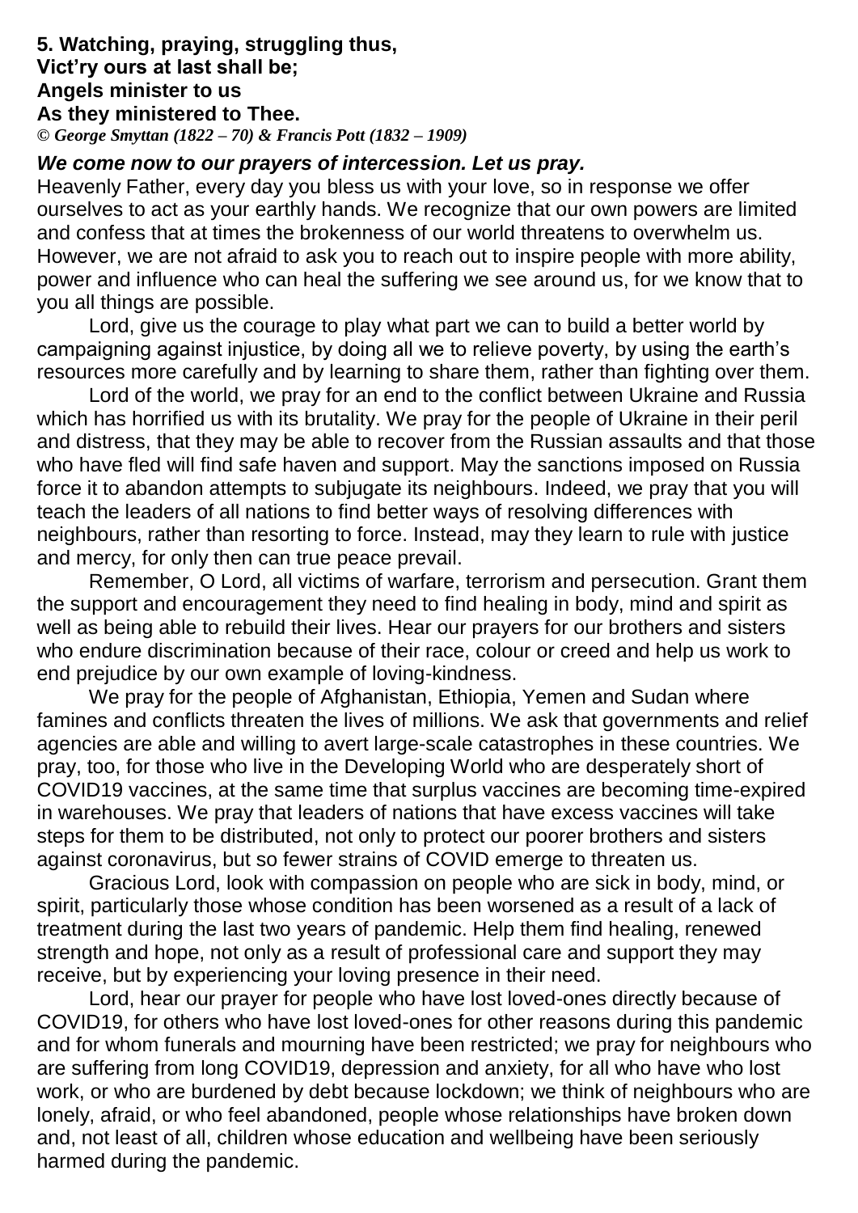**5. Watching, praying, struggling thus,**
**Vict'ry ours at last shall be;**
**Angels minister to us**
**As they ministered to Thee.**
***© George Smyttan (1822 – 70) & Francis Pott (1832 – 1909)***

***We come now to our prayers of intercession. Let us pray.***

Heavenly Father, every day you bless us with your love, so in response we offer ourselves to act as your earthly hands. We recognize that our own powers are limited and confess that at times the brokenness of our world threatens to overwhelm us. However, we are not afraid to ask you to reach out to inspire people with more ability, power and influence who can heal the suffering we see around us, for we know that to you all things are possible.

Lord, give us the courage to play what part we can to build a better world by campaigning against injustice, by doing all we to relieve poverty, by using the earth's resources more carefully and by learning to share them, rather than fighting over them.

Lord of the world, we pray for an end to the conflict between Ukraine and Russia which has horrified us with its brutality. We pray for the people of Ukraine in their peril and distress, that they may be able to recover from the Russian assaults and that those who have fled will find safe haven and support. May the sanctions imposed on Russia force it to abandon attempts to subjugate its neighbours. Indeed, we pray that you will teach the leaders of all nations to find better ways of resolving differences with neighbours, rather than resorting to force. Instead, may they learn to rule with justice and mercy, for only then can true peace prevail.

Remember, O Lord, all victims of warfare, terrorism and persecution. Grant them the support and encouragement they need to find healing in body, mind and spirit as well as being able to rebuild their lives. Hear our prayers for our brothers and sisters who endure discrimination because of their race, colour or creed and help us work to end prejudice by our own example of loving-kindness.

We pray for the people of Afghanistan, Ethiopia, Yemen and Sudan where famines and conflicts threaten the lives of millions. We ask that governments and relief agencies are able and willing to avert large-scale catastrophes in these countries. We pray, too, for those who live in the Developing World who are desperately short of COVID19 vaccines, at the same time that surplus vaccines are becoming time-expired in warehouses. We pray that leaders of nations that have excess vaccines will take steps for them to be distributed, not only to protect our poorer brothers and sisters against coronavirus, but so fewer strains of COVID emerge to threaten us.

Gracious Lord, look with compassion on people who are sick in body, mind, or spirit, particularly those whose condition has been worsened as a result of a lack of treatment during the last two years of pandemic. Help them find healing, renewed strength and hope, not only as a result of professional care and support they may receive, but by experiencing your loving presence in their need.

Lord, hear our prayer for people who have lost loved-ones directly because of COVID19, for others who have lost loved-ones for other reasons during this pandemic and for whom funerals and mourning have been restricted; we pray for neighbours who are suffering from long COVID19, depression and anxiety, for all who have who lost work, or who are burdened by debt because lockdown; we think of neighbours who are lonely, afraid, or who feel abandoned, people whose relationships have broken down and, not least of all, children whose education and wellbeing have been seriously harmed during the pandemic.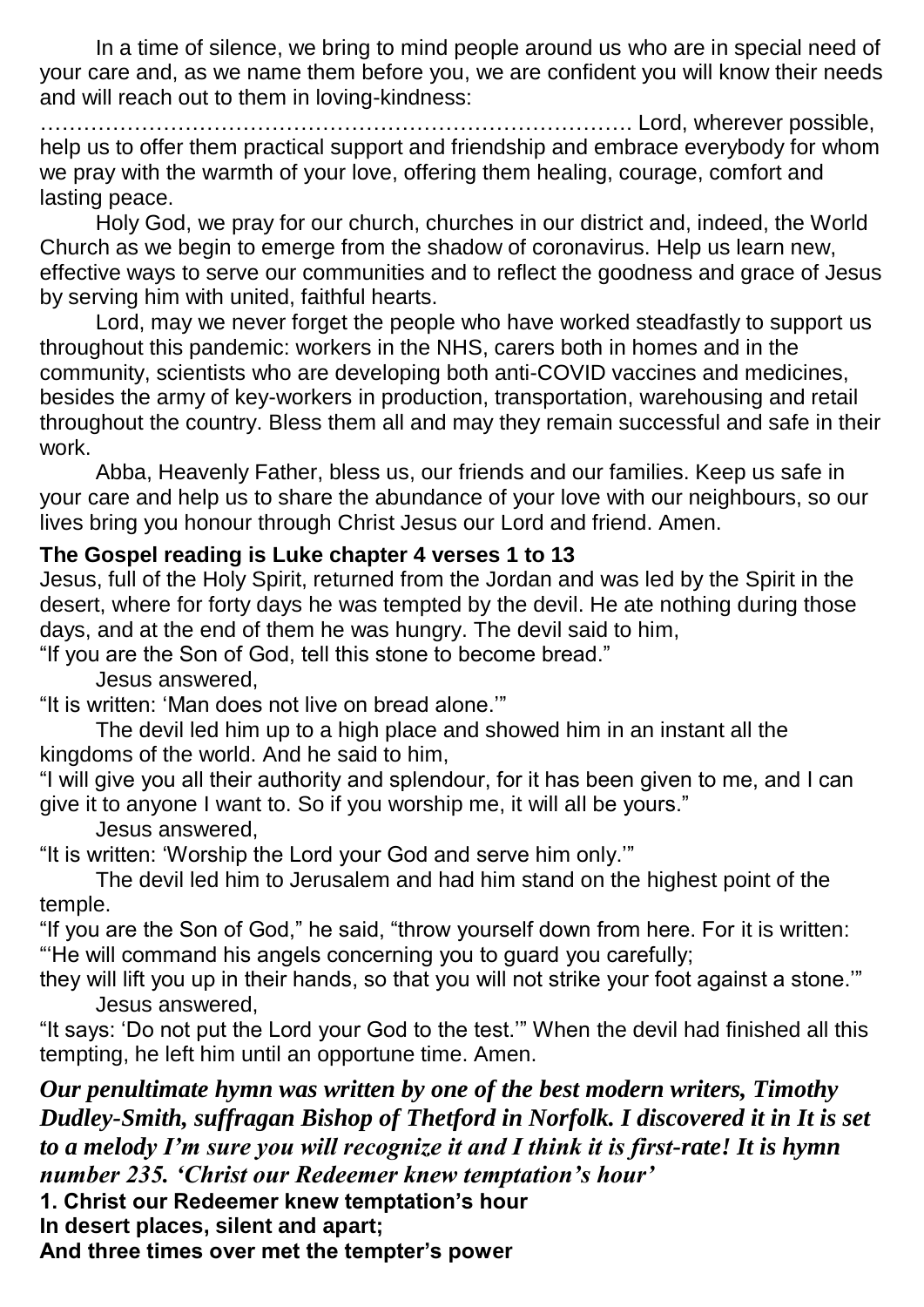In a time of silence, we bring to mind people around us who are in special need of your care and, as we name them before you, we are confident you will know their needs and will reach out to them in loving-kindness:

……………………………………………………………………. Lord, wherever possible, help us to offer them practical support and friendship and embrace everybody for whom we pray with the warmth of your love, offering them healing, courage, comfort and lasting peace.

Holy God, we pray for our church, churches in our district and, indeed, the World Church as we begin to emerge from the shadow of coronavirus. Help us learn new, effective ways to serve our communities and to reflect the goodness and grace of Jesus by serving him with united, faithful hearts.

Lord, may we never forget the people who have worked steadfastly to support us throughout this pandemic: workers in the NHS, carers both in homes and in the community, scientists who are developing both anti-COVID vaccines and medicines, besides the army of key-workers in production, transportation, warehousing and retail throughout the country. Bless them all and may they remain successful and safe in their work.

Abba, Heavenly Father, bless us, our friends and our families. Keep us safe in your care and help us to share the abundance of your love with our neighbours, so our lives bring you honour through Christ Jesus our Lord and friend. Amen.

**The Gospel reading is Luke chapter 4 verses 1 to 13**

Jesus, full of the Holy Spirit, returned from the Jordan and was led by the Spirit in the desert, where for forty days he was tempted by the devil. He ate nothing during those days, and at the end of them he was hungry. The devil said to him,

"If you are the Son of God, tell this stone to become bread."

Jesus answered,

"It is written: 'Man does not live on bread alone.'"

The devil led him up to a high place and showed him in an instant all the kingdoms of the world. And he said to him,

"I will give you all their authority and splendour, for it has been given to me, and I can give it to anyone I want to. So if you worship me, it will all be yours."

Jesus answered,

"It is written: 'Worship the Lord your God and serve him only.'"

The devil led him to Jerusalem and had him stand on the highest point of the temple.

"If you are the Son of God," he said, "throw yourself down from here. For it is written: "'He will command his angels concerning you to guard you carefully;

they will lift you up in their hands, so that you will not strike your foot against a stone.'"

Jesus answered,

"It says: 'Do not put the Lord your God to the test.'" When the devil had finished all this tempting, he left him until an opportune time. Amen.

***Our penultimate hymn was written by one of the best modern writers, Timothy Dudley-Smith, suffragan Bishop of Thetford in Norfolk. I discovered it in It is set to a melody I'm sure you will recognize it and I think it is first-rate! It is hymn number 235. 'Christ our Redeemer knew temptation's hour'***

**1. Christ our Redeemer knew temptation's hour**
**In desert places, silent and apart;**
**And three times over met the tempter's power**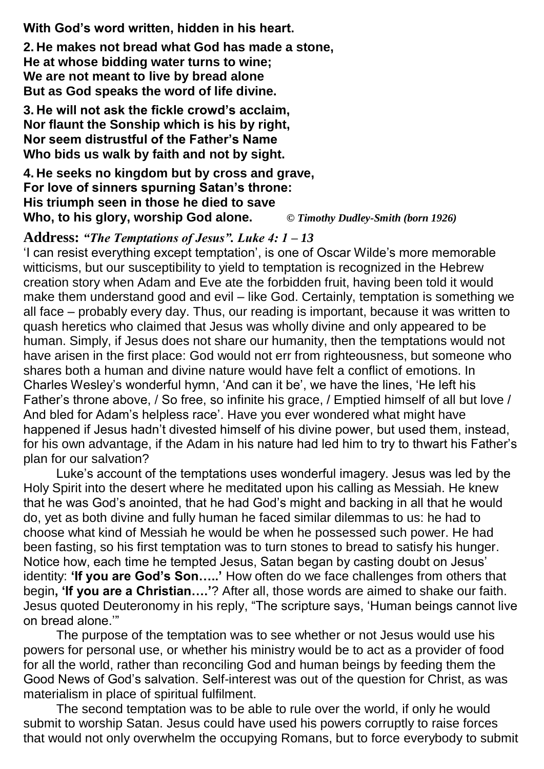**With God's word written, hidden in his heart.**

**2. He makes not bread what God has made a stone,**
**He at whose bidding water turns to wine;**
**We are not meant to live by bread alone**
**But as God speaks the word of life divine.**

**3. He will not ask the fickle crowd's acclaim,**
**Nor flaunt the Sonship which is his by right,**
**Nor seem distrustful of the Father's Name**
**Who bids us walk by faith and not by sight.**

**4. He seeks no kingdom but by cross and grave,**
**For love of sinners spurning Satan's throne:**
**His triumph seen in those he died to save**
**Who, to his glory, worship God alone.** *© Timothy Dudley-Smith (born 1926)*

**Address:** ***"The Temptations of Jesus". Luke 4: 1 – 13***

'I can resist everything except temptation', is one of Oscar Wilde's more memorable witticisms, but our susceptibility to yield to temptation is recognized in the Hebrew creation story when Adam and Eve ate the forbidden fruit, having been told it would make them understand good and evil – like God. Certainly, temptation is something we all face – probably every day. Thus, our reading is important, because it was written to quash heretics who claimed that Jesus was wholly divine and only appeared to be human. Simply, if Jesus does not share our humanity, then the temptations would not have arisen in the first place: God would not err from righteousness, but someone who shares both a human and divine nature would have felt a conflict of emotions. In Charles Wesley's wonderful hymn, 'And can it be', we have the lines, 'He left his Father's throne above, / So free, so infinite his grace, / Emptied himself of all but love / And bled for Adam's helpless race'. Have you ever wondered what might have happened if Jesus hadn't divested himself of his divine power, but used them, instead, for his own advantage, if the Adam in his nature had led him to try to thwart his Father's plan for our salvation?

Luke's account of the temptations uses wonderful imagery. Jesus was led by the Holy Spirit into the desert where he meditated upon his calling as Messiah. He knew that he was God's anointed, that he had God's might and backing in all that he would do, yet as both divine and fully human he faced similar dilemmas to us: he had to choose what kind of Messiah he would be when he possessed such power. He had been fasting, so his first temptation was to turn stones to bread to satisfy his hunger. Notice how, each time he tempted Jesus, Satan began by casting doubt on Jesus' identity: **'If you are God's Son…..'** How often do we face challenges from others that begin**, 'If you are a Christian….'**? After all, those words are aimed to shake our faith. Jesus quoted Deuteronomy in his reply, "The scripture says, 'Human beings cannot live on bread alone.'"

The purpose of the temptation was to see whether or not Jesus would use his powers for personal use, or whether his ministry would be to act as a provider of food for all the world, rather than reconciling God and human beings by feeding them the Good News of God's salvation. Self-interest was out of the question for Christ, as was materialism in place of spiritual fulfilment.

The second temptation was to be able to rule over the world, if only he would submit to worship Satan. Jesus could have used his powers corruptly to raise forces that would not only overwhelm the occupying Romans, but to force everybody to submit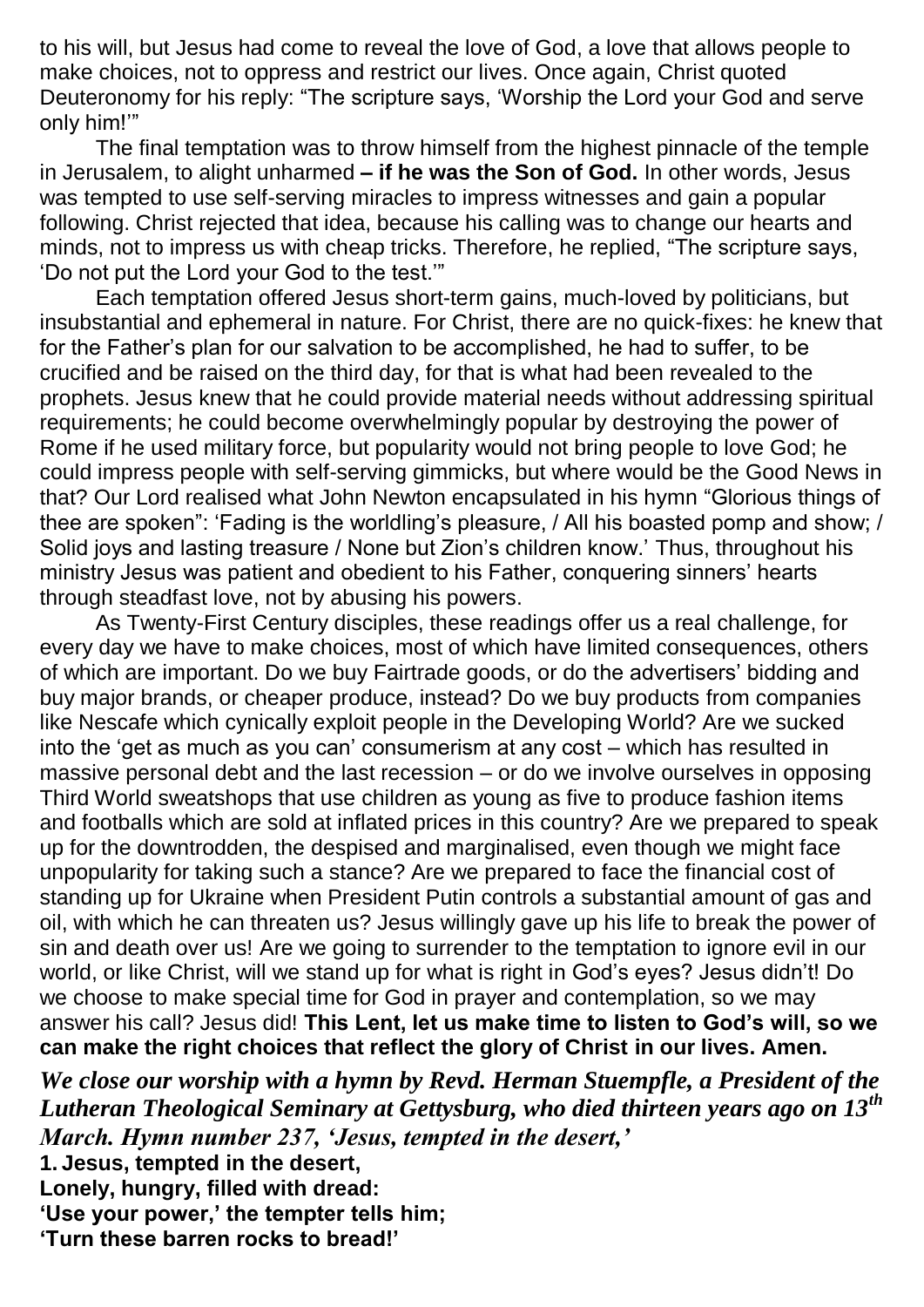to his will, but Jesus had come to reveal the love of God, a love that allows people to make choices, not to oppress and restrict our lives. Once again, Christ quoted Deuteronomy for his reply: "The scripture says, 'Worship the Lord your God and serve only him!'"

The final temptation was to throw himself from the highest pinnacle of the temple in Jerusalem, to alight unharmed **– if he was the Son of God.** In other words, Jesus was tempted to use self-serving miracles to impress witnesses and gain a popular following. Christ rejected that idea, because his calling was to change our hearts and minds, not to impress us with cheap tricks. Therefore, he replied, "The scripture says, 'Do not put the Lord your God to the test.'"

Each temptation offered Jesus short-term gains, much-loved by politicians, but insubstantial and ephemeral in nature. For Christ, there are no quick-fixes: he knew that for the Father's plan for our salvation to be accomplished, he had to suffer, to be crucified and be raised on the third day, for that is what had been revealed to the prophets. Jesus knew that he could provide material needs without addressing spiritual requirements; he could become overwhelmingly popular by destroying the power of Rome if he used military force, but popularity would not bring people to love God; he could impress people with self-serving gimmicks, but where would be the Good News in that? Our Lord realised what John Newton encapsulated in his hymn "Glorious things of thee are spoken": 'Fading is the worldling's pleasure, / All his boasted pomp and show; / Solid joys and lasting treasure / None but Zion's children know.' Thus, throughout his ministry Jesus was patient and obedient to his Father, conquering sinners' hearts through steadfast love, not by abusing his powers.

As Twenty-First Century disciples, these readings offer us a real challenge, for every day we have to make choices, most of which have limited consequences, others of which are important. Do we buy Fairtrade goods, or do the advertisers' bidding and buy major brands, or cheaper produce, instead? Do we buy products from companies like Nescafe which cynically exploit people in the Developing World? Are we sucked into the 'get as much as you can' consumerism at any cost – which has resulted in massive personal debt and the last recession – or do we involve ourselves in opposing Third World sweatshops that use children as young as five to produce fashion items and footballs which are sold at inflated prices in this country? Are we prepared to speak up for the downtrodden, the despised and marginalised, even though we might face unpopularity for taking such a stance? Are we prepared to face the financial cost of standing up for Ukraine when President Putin controls a substantial amount of gas and oil, with which he can threaten us? Jesus willingly gave up his life to break the power of sin and death over us! Are we going to surrender to the temptation to ignore evil in our world, or like Christ, will we stand up for what is right in God's eyes? Jesus didn't! Do we choose to make special time for God in prayer and contemplation, so we may answer his call? Jesus did! **This Lent, let us make time to listen to God's will, so we can make the right choices that reflect the glory of Christ in our lives. Amen.**

***We close our worship with a hymn by Revd. Herman Stuempfle, a President of the Lutheran Theological Seminary at Gettysburg, who died thirteen years ago on 13th March. Hymn number 237, 'Jesus, tempted in the desert,'***

**1. Jesus, tempted in the desert,**
**Lonely, hungry, filled with dread:**
**'Use your power,' the tempter tells him;**
**'Turn these barren rocks to bread!'**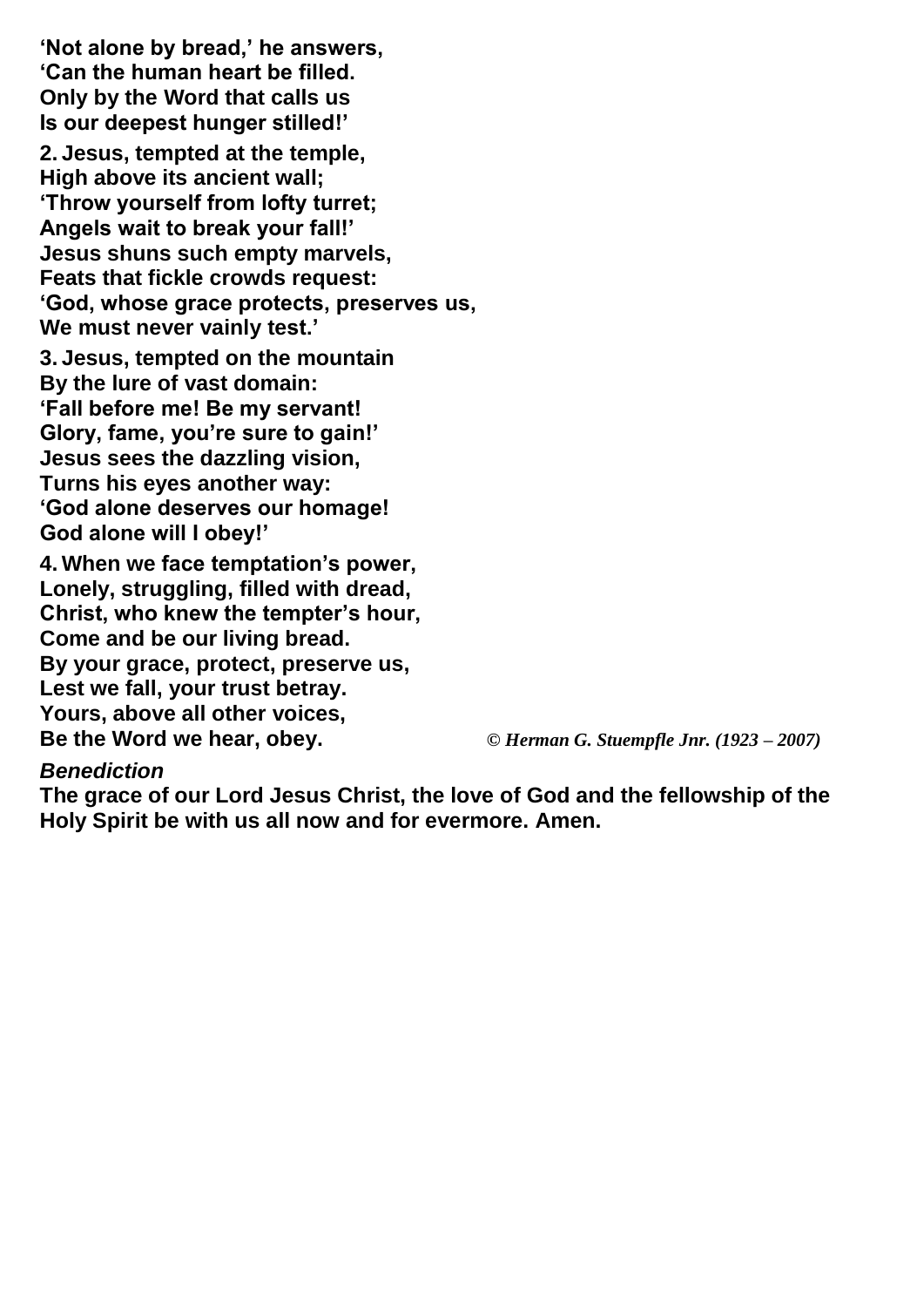**'Not alone by bread,' he answers,**
**'Can the human heart be filled.**
**Only by the Word that calls us**
**Is our deepest hunger stilled!'**

**2. Jesus, tempted at the temple,**
**High above its ancient wall;**
**'Throw yourself from lofty turret;**
**Angels wait to break your fall!'**
**Jesus shuns such empty marvels,**
**Feats that fickle crowds request:**
**'God, whose grace protects, preserves us,**
**We must never vainly test.'**

**3. Jesus, tempted on the mountain**
**By the lure of vast domain:**
**'Fall before me! Be my servant!**
**Glory, fame, you're sure to gain!'**
**Jesus sees the dazzling vision,**
**Turns his eyes another way:**
**'God alone deserves our homage!**
**God alone will I obey!'**

**4. When we face temptation's power,**
**Lonely, struggling, filled with dread,**
**Christ, who knew the tempter's hour,**
**Come and be our living bread.**
**By your grace, protect, preserve us,**
**Lest we fall, your trust betray.**
**Yours, above all other voices,**
**Be the Word we hear, obey.**

*© Herman G. Stuempfle Jnr. (1923 – 2007)*

***Benediction***

**The grace of our Lord Jesus Christ, the love of God and the fellowship of the Holy Spirit be with us all now and for evermore. Amen.**